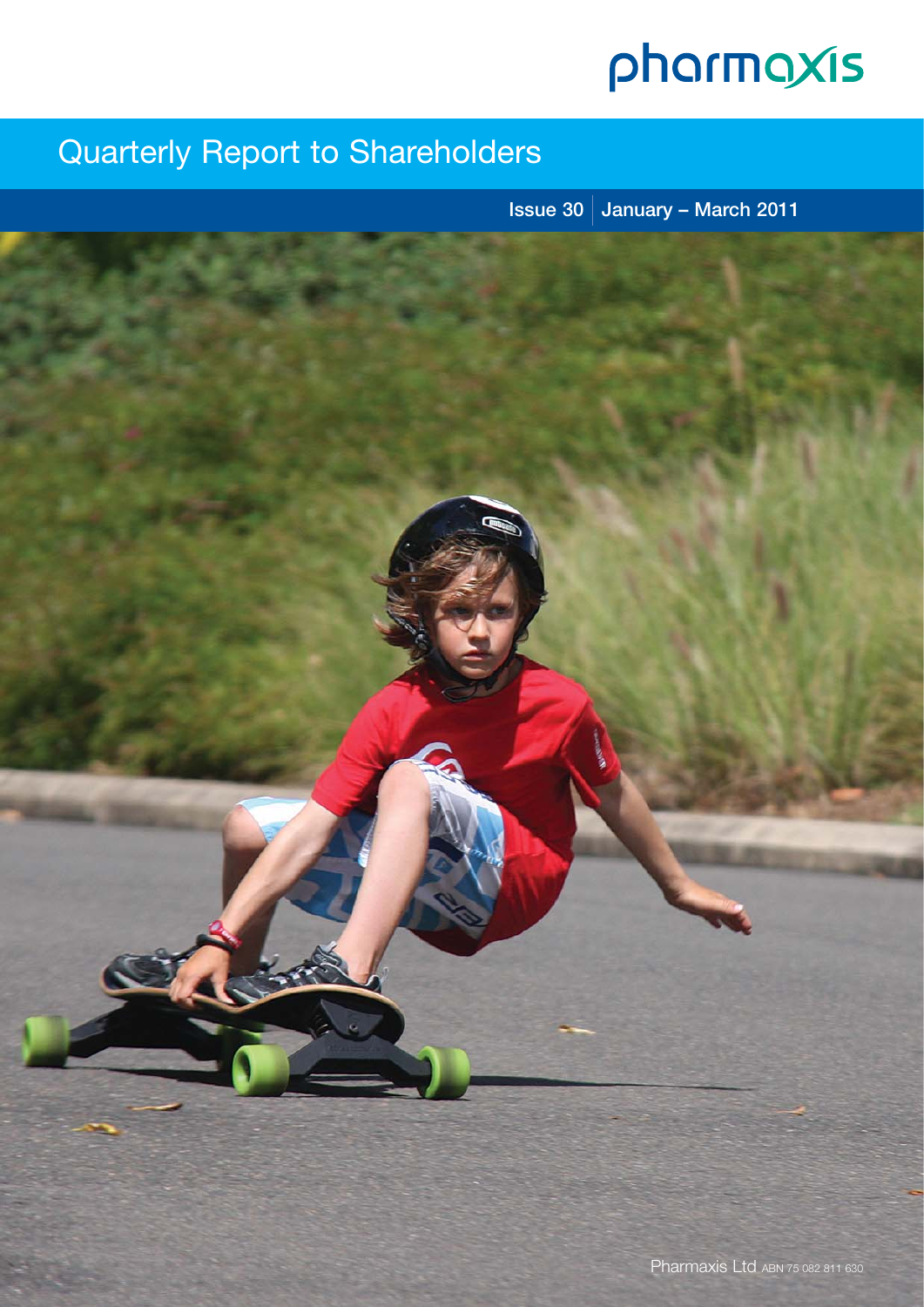pharmaxis

# Quarterly Report to Shareholders

Issue 30 | January – March 2011

Pharmaxis Ltd ABN 75 082 811 630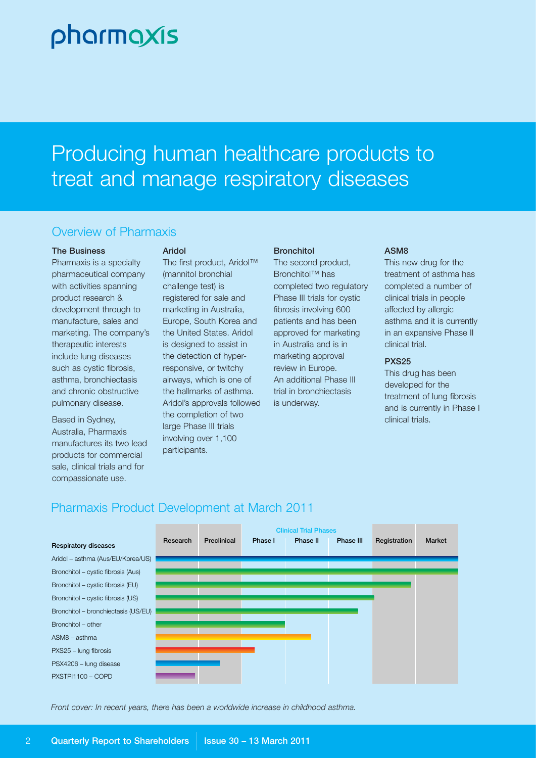# pharmaxis

# Producing human healthcare products to treat and manage respiratory diseases

## Overview of Pharmaxis

**The Business**

Pharmaxis is a specialty pharmaceutical company with activities spanning product research & development through to manufacture, sales and marketing. The company's therapeutic interests include lung diseases such as cystic fibrosis, asthma, bronchiectasis and chronic obstructive pulmonary disease.

Based in Sydney, Australia, Pharmaxis manufactures its two lead products for commercial sale, clinical trials and for compassionate use.

**Aridol**

The first product, Aridol™ (mannitol bronchial challenge test) is registered for sale and marketing in Australia, Europe, South Korea and the United States. Aridol is designed to assist in the detection of hyper-responsive, or twitchy airways, which is one of the hallmarks of asthma. Aridol's approvals followed the completion of two large Phase III trials involving over 1,100 participants.

**Bronchitol**

The second product, Bronchitol™ has completed two regulatory Phase III trials for cystic fibrosis involving 600 patients and has been approved for marketing in Australia and is in marketing approval review in Europe. An additional Phase III trial in bronchiectasis is underway.

**ASM8**

This new drug for the treatment of asthma has completed a number of clinical trials in people affected by allergic asthma and it is currently in an expansive Phase II clinical trial.

**PXS25**

This drug has been developed for the treatment of lung fibrosis and is currently in Phase I clinical trials.

## Pharmaxis Product Development at March 2011

| Respiratory diseases | Research | Preclinical | Phase I (Clinical Trial Phases) | Phase II (Clinical Trial Phases) | Phase III (Clinical Trial Phases) | Registration | Market |
|---|---|---|---|---|---|---|---|
| Aridol – asthma (Aus/EU/Korea/US) | ■ | ■ | ■ | ■ | ■ | ■ | ■ |
| Bronchitol – cystic fibrosis (Aus) | ■ | ■ | ■ | ■ | ■ | ■ | ■ |
| Bronchitol – cystic fibrosis (EU) | ■ | ■ | ■ | ■ | ■ | ■ | |
| Bronchitol – cystic fibrosis (US) | ■ | ■ | ■ | ■ | ■ | | |
| Bronchitol – bronchiectasis (US/EU) | ■ | ■ | ■ | ■ | ■ | | |
| Bronchitol – other | ■ | ■ | ■ | | | | |
| ASM8 – asthma | ■ | ■ | ■ | ■ | | | |
| PXS25 – lung fibrosis | ■ | ■ | ■ | | | | |
| PSX4206 – lung disease | ■ | ■ | | | | | |
| PXSTPI1100 – COPD | ■ | | | | | | |

*Front cover: In recent years, there has been a worldwide increase in childhood asthma.*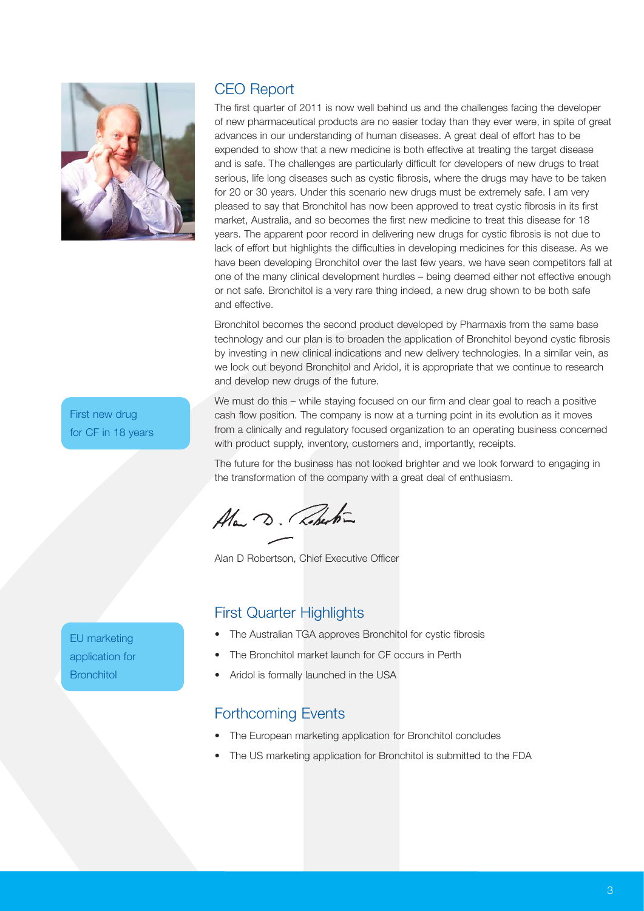## CEO Report

The first quarter of 2011 is now well behind us and the challenges facing the developer of new pharmaceutical products are no easier today than they ever were, in spite of great advances in our understanding of human diseases. A great deal of effort has to be expended to show that a new medicine is both effective at treating the target disease and is safe. The challenges are particularly difficult for developers of new drugs to treat serious, life long diseases such as cystic fibrosis, where the drugs may have to be taken for 20 or 30 years. Under this scenario new drugs must be extremely safe. I am very pleased to say that Bronchitol has now been approved to treat cystic fibrosis in its first market, Australia, and so becomes the first new medicine to treat this disease for 18 years. The apparent poor record in delivering new drugs for cystic fibrosis is not due to lack of effort but highlights the difficulties in developing medicines for this disease. As we have been developing Bronchitol over the last few years, we have seen competitors fall at one of the many clinical development hurdles – being deemed either not effective enough or not safe. Bronchitol is a very rare thing indeed, a new drug shown to be both safe and effective.

Bronchitol becomes the second product developed by Pharmaxis from the same base technology and our plan is to broaden the application of Bronchitol beyond cystic fibrosis by investing in new clinical indications and new delivery technologies. In a similar vein, as we look out beyond Bronchitol and Aridol, it is appropriate that we continue to research and develop new drugs of the future.

First new drug for CF in 18 years

We must do this – while staying focused on our firm and clear goal to reach a positive cash flow position. The company is now at a turning point in its evolution as it moves from a clinically and regulatory focused organization to an operating business concerned with product supply, inventory, customers and, importantly, receipts.

The future for the business has not looked brighter and we look forward to engaging in the transformation of the company with a great deal of enthusiasm.

Alan D Robertson, Chief Executive Officer

## First Quarter Highlights

EU marketing application for Bronchitol

- The Australian TGA approves Bronchitol for cystic fibrosis
- The Bronchitol market launch for CF occurs in Perth
- Aridol is formally launched in the USA

## Forthcoming Events

- The European marketing application for Bronchitol concludes
- The US marketing application for Bronchitol is submitted to the FDA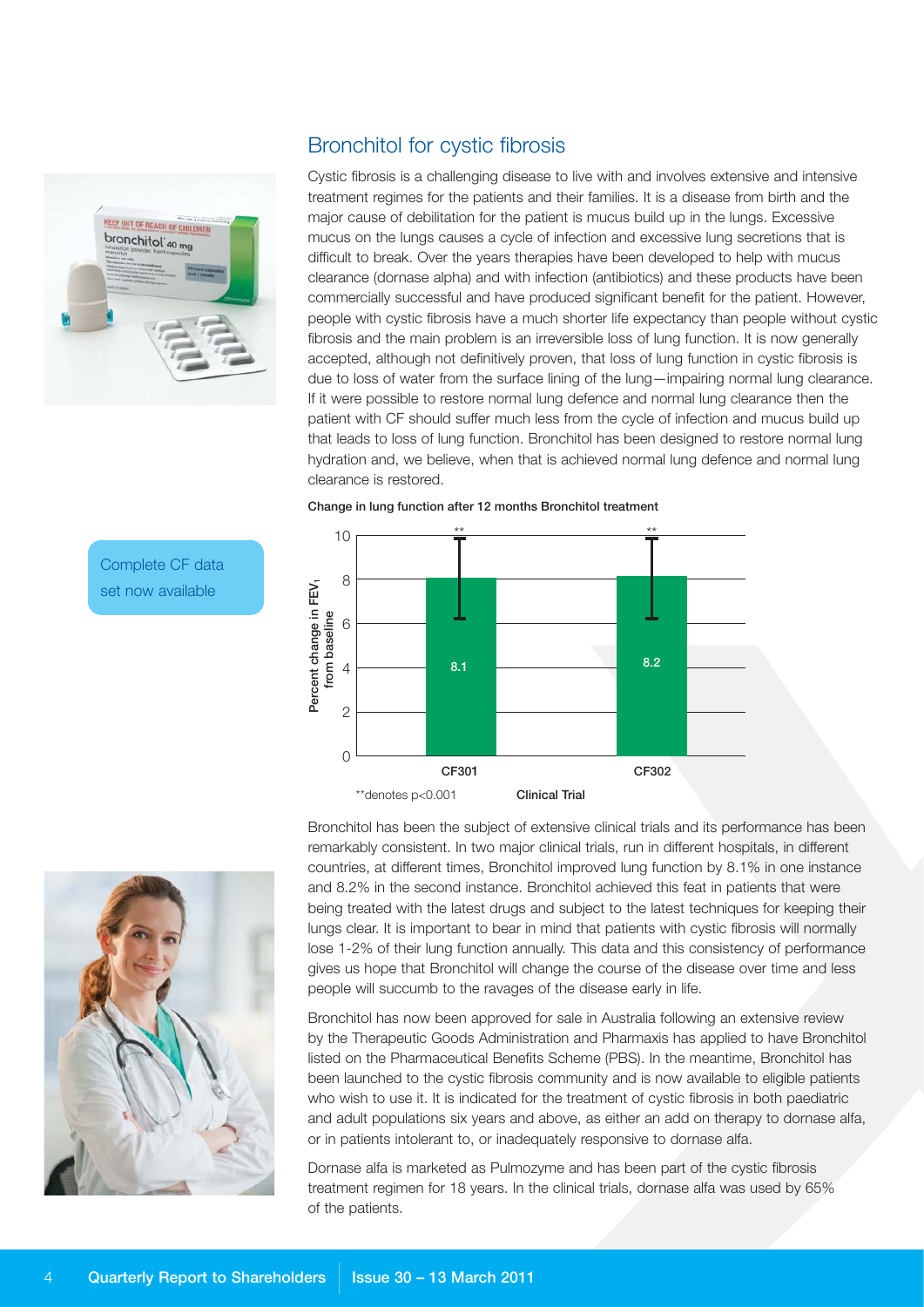## Bronchitol for cystic fibrosis

Cystic fibrosis is a challenging disease to live with and involves extensive and intensive treatment regimes for the patients and their families. It is a disease from birth and the major cause of debilitation for the patient is mucus build up in the lungs. Excessive mucus on the lungs causes a cycle of infection and excessive lung secretions that is difficult to break. Over the years therapies have been developed to help with mucus clearance (dornase alpha) and with infection (antibiotics) and these products have been commercially successful and have produced significant benefit for the patient. However, people with cystic fibrosis have a much shorter life expectancy than people without cystic fibrosis and the main problem is an irreversible loss of lung function. It is now generally accepted, although not definitively proven, that loss of lung function in cystic fibrosis is due to loss of water from the surface lining of the lung—impairing normal lung clearance. If it were possible to restore normal lung defence and normal lung clearance then the patient with CF should suffer much less from the cycle of infection and mucus build up that leads to loss of lung function. Bronchitol has been designed to restore normal lung hydration and, we believe, when that is achieved normal lung defence and normal lung clearance is restored.

Complete CF data set now available

**Change in lung function after 12 months Bronchitol treatment**

| Clinical Trial | Percent change in $FEV_1$ from baseline |
| --- | --- |
| CF301 | 8.1** |
| CF302 | 8.2** |

**denotes $p<0.001$

Bronchitol has been the subject of extensive clinical trials and its performance has been remarkably consistent. In two major clinical trials, run in different hospitals, in different countries, at different times, Bronchitol improved lung function by 8.1% in one instance and 8.2% in the second instance. Bronchitol achieved this feat in patients that were being treated with the latest drugs and subject to the latest techniques for keeping their lungs clear. It is important to bear in mind that patients with cystic fibrosis will normally lose 1-2% of their lung function annually. This data and this consistency of performance gives us hope that Bronchitol will change the course of the disease over time and less people will succumb to the ravages of the disease early in life.

Bronchitol has now been approved for sale in Australia following an extensive review by the Therapeutic Goods Administration and Pharmaxis has applied to have Bronchitol listed on the Pharmaceutical Benefits Scheme (PBS). In the meantime, Bronchitol has been launched to the cystic fibrosis community and is now available to eligible patients who wish to use it. It is indicated for the treatment of cystic fibrosis in both paediatric and adult populations six years and above, as either an add on therapy to dornase alfa, or in patients intolerant to, or inadequately responsive to dornase alfa.

Dornase alfa is marketed as Pulmozyme and has been part of the cystic fibrosis treatment regimen for 18 years. In the clinical trials, dornase alfa was used by 65% of the patients.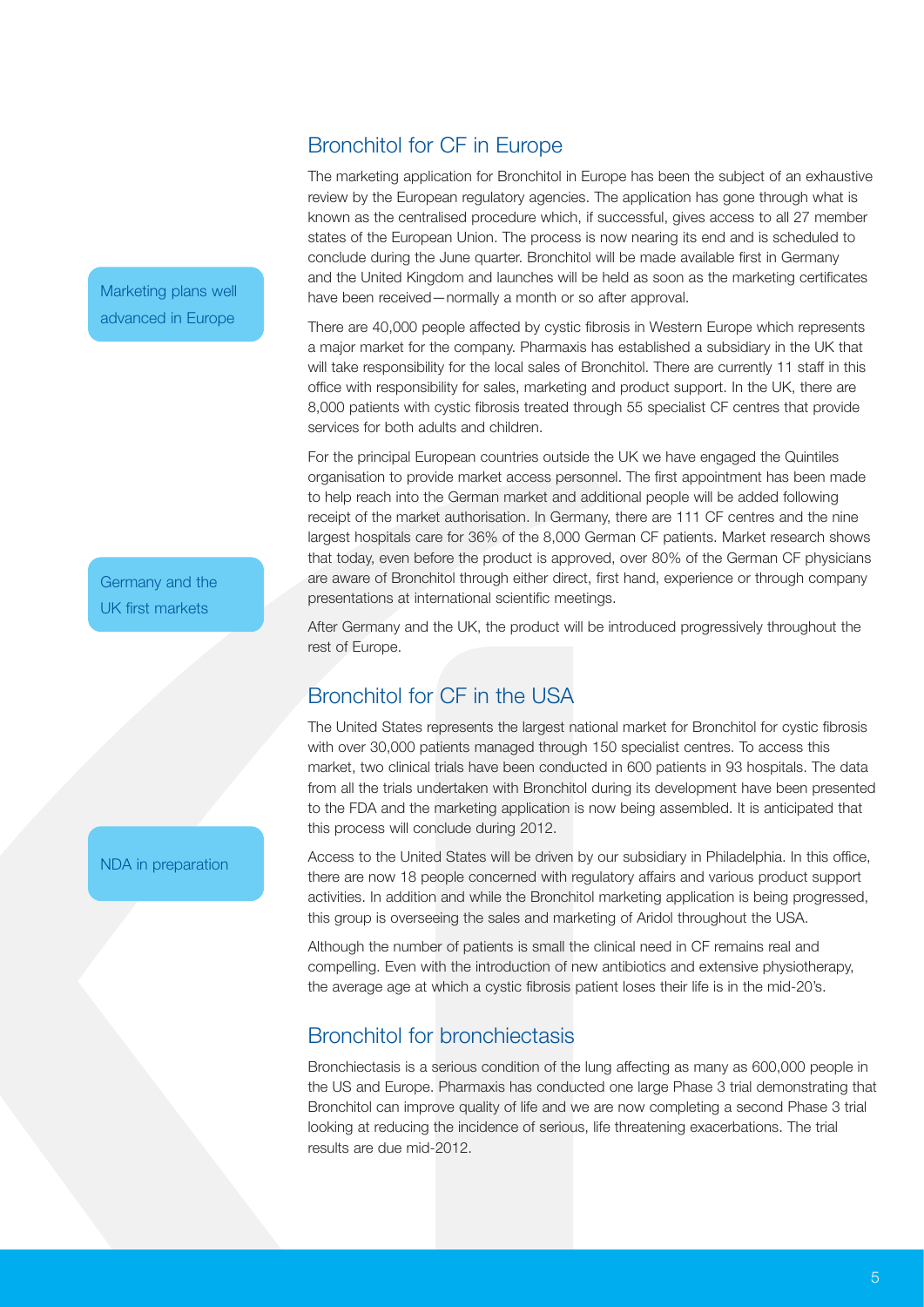## Bronchitol for CF in Europe

Marketing plans well advanced in Europe

The marketing application for Bronchitol in Europe has been the subject of an exhaustive review by the European regulatory agencies. The application has gone through what is known as the centralised procedure which, if successful, gives access to all 27 member states of the European Union. The process is now nearing its end and is scheduled to conclude during the June quarter. Bronchitol will be made available first in Germany and the United Kingdom and launches will be held as soon as the marketing certificates have been received—normally a month or so after approval.

There are 40,000 people affected by cystic fibrosis in Western Europe which represents a major market for the company. Pharmaxis has established a subsidiary in the UK that will take responsibility for the local sales of Bronchitol. There are currently 11 staff in this office with responsibility for sales, marketing and product support. In the UK, there are 8,000 patients with cystic fibrosis treated through 55 specialist CF centres that provide services for both adults and children.

Germany and the UK first markets

For the principal European countries outside the UK we have engaged the Quintiles organisation to provide market access personnel. The first appointment has been made to help reach into the German market and additional people will be added following receipt of the market authorisation. In Germany, there are 111 CF centres and the nine largest hospitals care for 36% of the 8,000 German CF patients. Market research shows that today, even before the product is approved, over 80% of the German CF physicians are aware of Bronchitol through either direct, first hand, experience or through company presentations at international scientific meetings.

After Germany and the UK, the product will be introduced progressively throughout the rest of Europe.

## Bronchitol for CF in the USA

The United States represents the largest national market for Bronchitol for cystic fibrosis with over 30,000 patients managed through 150 specialist centres. To access this market, two clinical trials have been conducted in 600 patients in 93 hospitals. The data from all the trials undertaken with Bronchitol during its development have been presented to the FDA and the marketing application is now being assembled. It is anticipated that this process will conclude during 2012.

NDA in preparation

Access to the United States will be driven by our subsidiary in Philadelphia. In this office, there are now 18 people concerned with regulatory affairs and various product support activities. In addition and while the Bronchitol marketing application is being progressed, this group is overseeing the sales and marketing of Aridol throughout the USA.

Although the number of patients is small the clinical need in CF remains real and compelling. Even with the introduction of new antibiotics and extensive physiotherapy, the average age at which a cystic fibrosis patient loses their life is in the mid-20's.

## Bronchitol for bronchiectasis

Bronchiectasis is a serious condition of the lung affecting as many as 600,000 people in the US and Europe. Pharmaxis has conducted one large Phase 3 trial demonstrating that Bronchitol can improve quality of life and we are now completing a second Phase 3 trial looking at reducing the incidence of serious, life threatening exacerbations. The trial results are due mid-2012.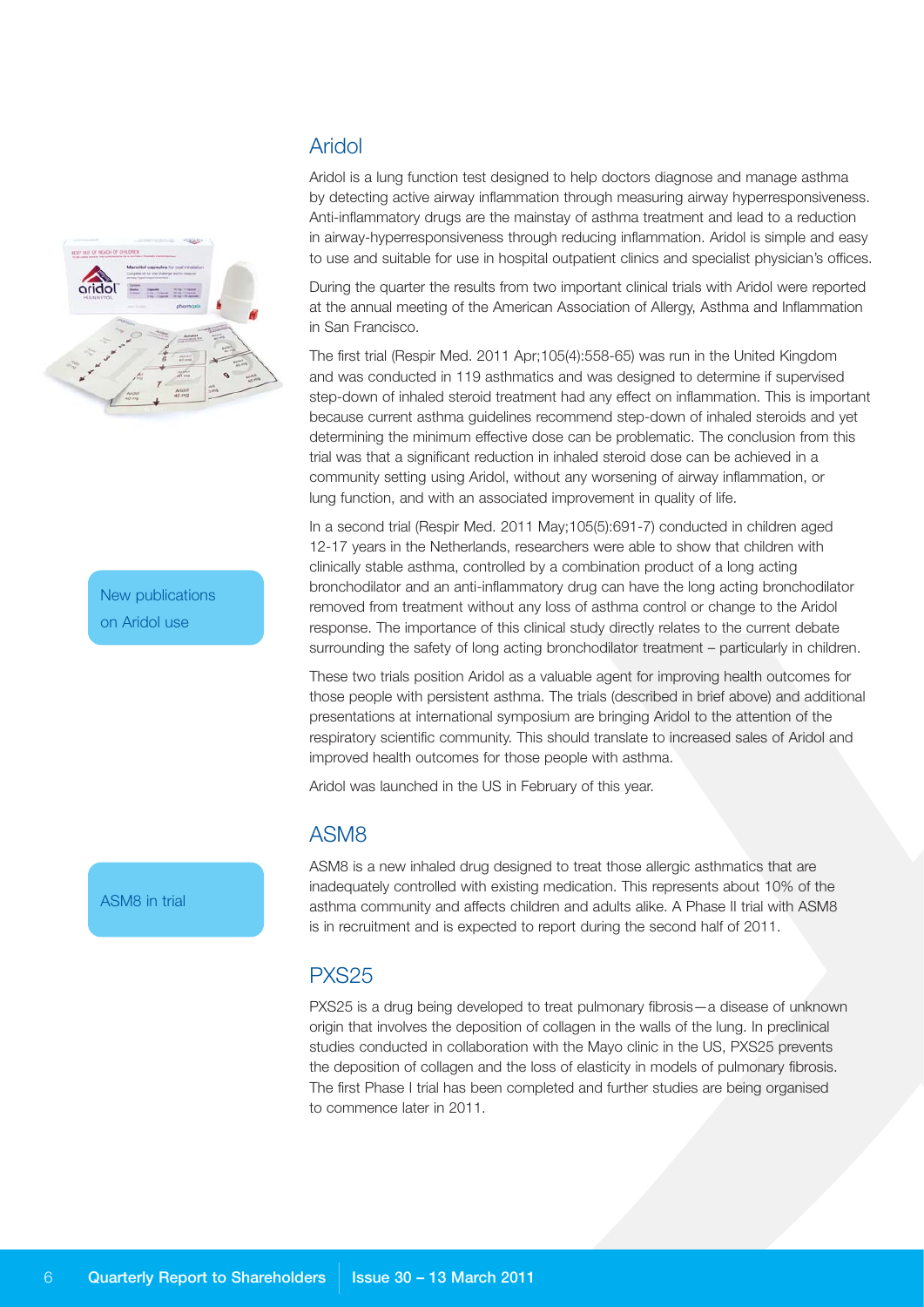## Aridol

New publications on Aridol use

Aridol is a lung function test designed to help doctors diagnose and manage asthma by detecting active airway inflammation through measuring airway hyperresponsiveness. Anti-inflammatory drugs are the mainstay of asthma treatment and lead to a reduction in airway-hyperresponsiveness through reducing inflammation. Aridol is simple and easy to use and suitable for use in hospital outpatient clinics and specialist physician's offices.

During the quarter the results from two important clinical trials with Aridol were reported at the annual meeting of the American Association of Allergy, Asthma and Inflammation in San Francisco.

The first trial (Respir Med. 2011 Apr;105(4):558-65) was run in the United Kingdom and was conducted in 119 asthmatics and was designed to determine if supervised step-down of inhaled steroid treatment had any effect on inflammation. This is important because current asthma guidelines recommend step-down of inhaled steroids and yet determining the minimum effective dose can be problematic. The conclusion from this trial was that a significant reduction in inhaled steroid dose can be achieved in a community setting using Aridol, without any worsening of airway inflammation, or lung function, and with an associated improvement in quality of life.

In a second trial (Respir Med. 2011 May;105(5):691-7) conducted in children aged 12-17 years in the Netherlands, researchers were able to show that children with clinically stable asthma, controlled by a combination product of a long acting bronchodilator and an anti-inflammatory drug can have the long acting bronchodilator removed from treatment without any loss of asthma control or change to the Aridol response. The importance of this clinical study directly relates to the current debate surrounding the safety of long acting bronchodilator treatment – particularly in children.

These two trials position Aridol as a valuable agent for improving health outcomes for those people with persistent asthma. The trials (described in brief above) and additional presentations at international symposium are bringing Aridol to the attention of the respiratory scientific community. This should translate to increased sales of Aridol and improved health outcomes for those people with asthma.

Aridol was launched in the US in February of this year.

## ASM8

ASM8 in trial

ASM8 is a new inhaled drug designed to treat those allergic asthmatics that are inadequately controlled with existing medication. This represents about 10% of the asthma community and affects children and adults alike. A Phase II trial with ASM8 is in recruitment and is expected to report during the second half of 2011.

## PXS25

PXS25 is a drug being developed to treat pulmonary fibrosis—a disease of unknown origin that involves the deposition of collagen in the walls of the lung. In preclinical studies conducted in collaboration with the Mayo clinic in the US, PXS25 prevents the deposition of collagen and the loss of elasticity in models of pulmonary fibrosis. The first Phase I trial has been completed and further studies are being organised to commence later in 2011.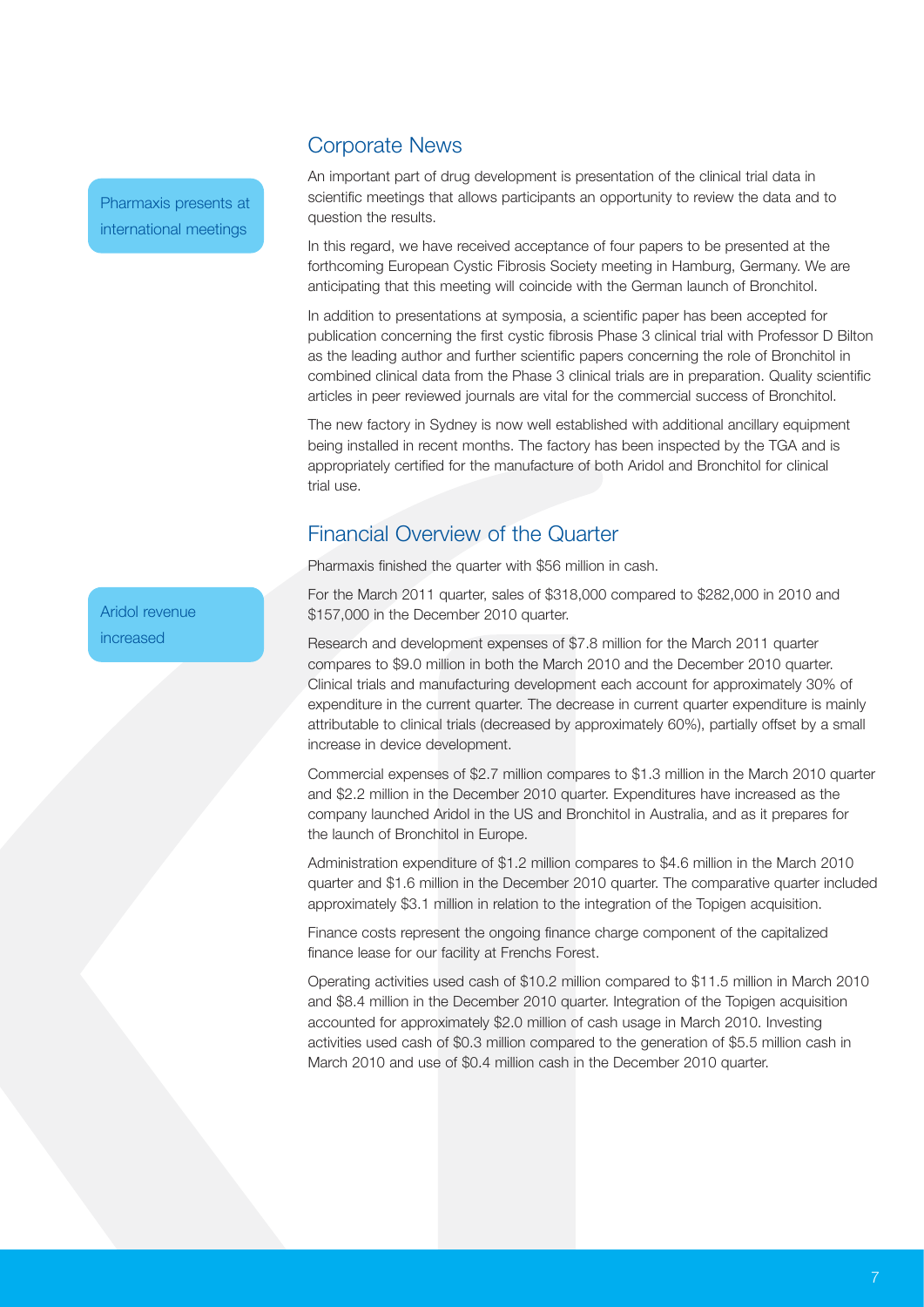## Corporate News

Pharmaxis presents at international meetings

An important part of drug development is presentation of the clinical trial data in scientific meetings that allows participants an opportunity to review the data and to question the results.

In this regard, we have received acceptance of four papers to be presented at the forthcoming European Cystic Fibrosis Society meeting in Hamburg, Germany. We are anticipating that this meeting will coincide with the German launch of Bronchitol.

In addition to presentations at symposia, a scientific paper has been accepted for publication concerning the first cystic fibrosis Phase 3 clinical trial with Professor D Bilton as the leading author and further scientific papers concerning the role of Bronchitol in combined clinical data from the Phase 3 clinical trials are in preparation. Quality scientific articles in peer reviewed journals are vital for the commercial success of Bronchitol.

The new factory in Sydney is now well established with additional ancillary equipment being installed in recent months. The factory has been inspected by the TGA and is appropriately certified for the manufacture of both Aridol and Bronchitol for clinical trial use.

## Financial Overview of the Quarter

Aridol revenue increased

Pharmaxis finished the quarter with $56 million in cash.

For the March 2011 quarter, sales of $318,000 compared to $282,000 in 2010 and $157,000 in the December 2010 quarter.

Research and development expenses of $7.8 million for the March 2011 quarter compares to $9.0 million in both the March 2010 and the December 2010 quarter. Clinical trials and manufacturing development each account for approximately 30% of expenditure in the current quarter. The decrease in current quarter expenditure is mainly attributable to clinical trials (decreased by approximately 60%), partially offset by a small increase in device development.

Commercial expenses of $2.7 million compares to $1.3 million in the March 2010 quarter and $2.2 million in the December 2010 quarter. Expenditures have increased as the company launched Aridol in the US and Bronchitol in Australia, and as it prepares for the launch of Bronchitol in Europe.

Administration expenditure of $1.2 million compares to $4.6 million in the March 2010 quarter and $1.6 million in the December 2010 quarter. The comparative quarter included approximately $3.1 million in relation to the integration of the Topigen acquisition.

Finance costs represent the ongoing finance charge component of the capitalized finance lease for our facility at Frenchs Forest.

Operating activities used cash of $10.2 million compared to $11.5 million in March 2010 and $8.4 million in the December 2010 quarter. Integration of the Topigen acquisition accounted for approximately $2.0 million of cash usage in March 2010. Investing activities used cash of $0.3 million compared to the generation of $5.5 million cash in March 2010 and use of $0.4 million cash in the December 2010 quarter.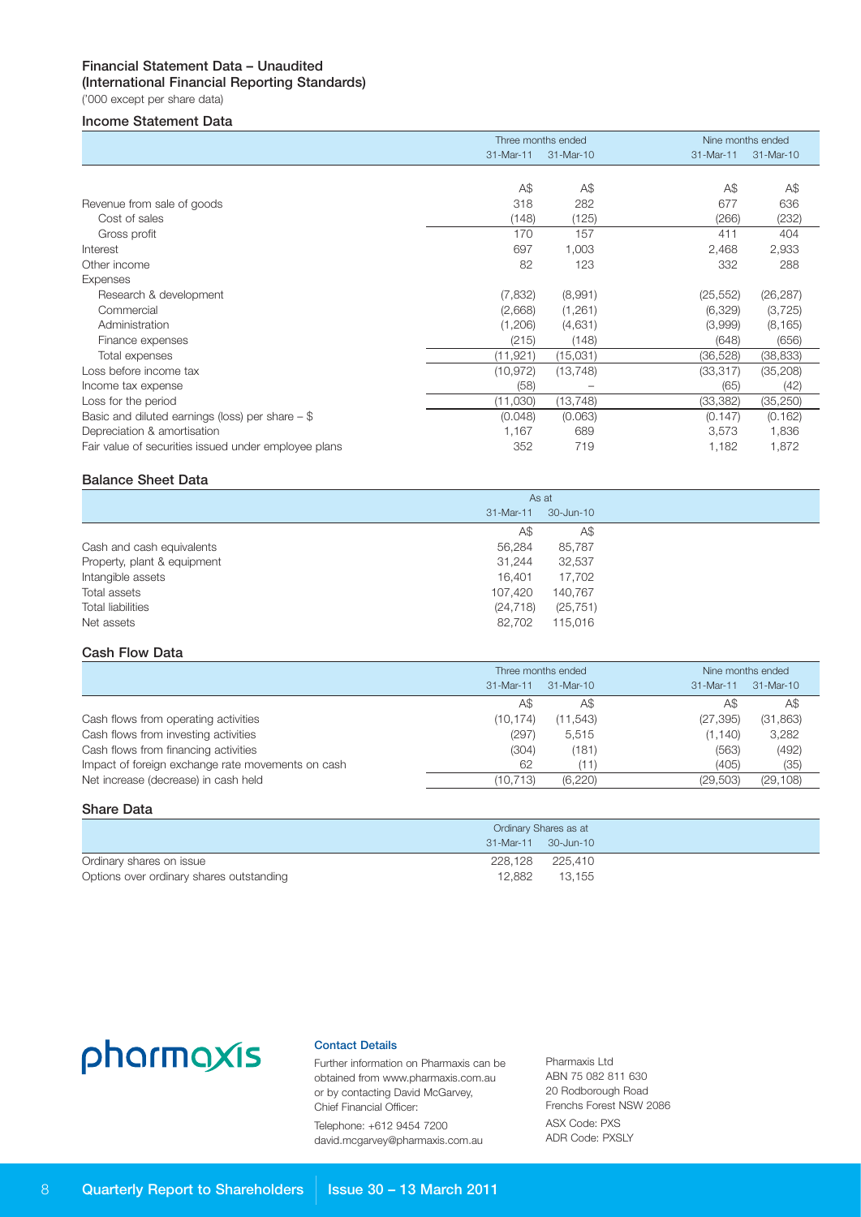## Financial Statement Data – Unaudited
### (International Financial Reporting Standards)

('000 except per share data)

### Income Statement Data

| | Three months ended | | Nine months ended | |
|---|---|---|---|---|
| | 31-Mar-11 | 31-Mar-10 | 31-Mar-11 | 31-Mar-10 |
| | A$ | A$ | A$ | A$ |
| Revenue from sale of goods | 318 | 282 | 677 | 636 |
| Cost of sales | (148) | (125) | (266) | (232) |
| Gross profit | 170 | 157 | 411 | 404 |
| Interest | 697 | 1,003 | 2,468 | 2,933 |
| Other income | 82 | 123 | 332 | 288 |
| Expenses | | | | |
| Research & development | (7,832) | (8,991) | (25,552) | (26,287) |
| Commercial | (2,668) | (1,261) | (6,329) | (3,725) |
| Administration | (1,206) | (4,631) | (3,999) | (8,165) |
| Finance expenses | (215) | (148) | (648) | (656) |
| Total expenses | (11,921) | (15,031) | (36,528) | (38,833) |
| Loss before income tax | (10,972) | (13,748) | (33,317) | (35,208) |
| Income tax expense | (58) | – | (65) | (42) |
| Loss for the period | (11,030) | (13,748) | (33,382) | (35,250) |
| Basic and diluted earnings (loss) per share – $ | (0.048) | (0.063) | (0.147) | (0.162) |
| Depreciation & amortisation | 1,167 | 689 | 3,573 | 1,836 |
| Fair value of securities issued under employee plans | 352 | 719 | 1,182 | 1,872 |

### Balance Sheet Data

| | As at | |
|---|---|---|
| | 31-Mar-11 | 30-Jun-10 |
| | A$ | A$ |
| Cash and cash equivalents | 56,284 | 85,787 |
| Property, plant & equipment | 31,244 | 32,537 |
| Intangible assets | 16,401 | 17,702 |
| Total assets | 107,420 | 140,767 |
| Total liabilities | (24,718) | (25,751) |
| Net assets | 82,702 | 115,016 |

### Cash Flow Data

| | Three months ended | | Nine months ended | |
|---|---|---|---|---|
| | 31-Mar-11 | 31-Mar-10 | 31-Mar-11 | 31-Mar-10 |
| | A$ | A$ | A$ | A$ |
| Cash flows from operating activities | (10,174) | (11,543) | (27,395) | (31,863) |
| Cash flows from investing activities | (297) | 5,515 | (1,140) | 3,282 |
| Cash flows from financing activities | (304) | (181) | (563) | (492) |
| Impact of foreign exchange rate movements on cash | 62 | (11) | (405) | (35) |
| Net increase (decrease) in cash held | (10,713) | (6,220) | (29,503) | (29,108) |

### Share Data

| | Ordinary Shares as at | |
|---|---|---|
| | 31-Mar-11 | 30-Jun-10 |
| Ordinary shares on issue | 228,128 | 225,410 |
| Options over ordinary shares outstanding | 12,882 | 13,155 |

pharmaxis

**Contact Details**

Further information on Pharmaxis can be obtained from www.pharmaxis.com.au or by contacting David McGarvey, Chief Financial Officer:

Telephone: +612 9454 7200
david.mcgarvey@pharmaxis.com.au

Pharmaxis Ltd
ABN 75 082 811 630
20 Rodborough Road
Frenchs Forest NSW 2086
ASX Code: PXS
ADR Code: PXSLY